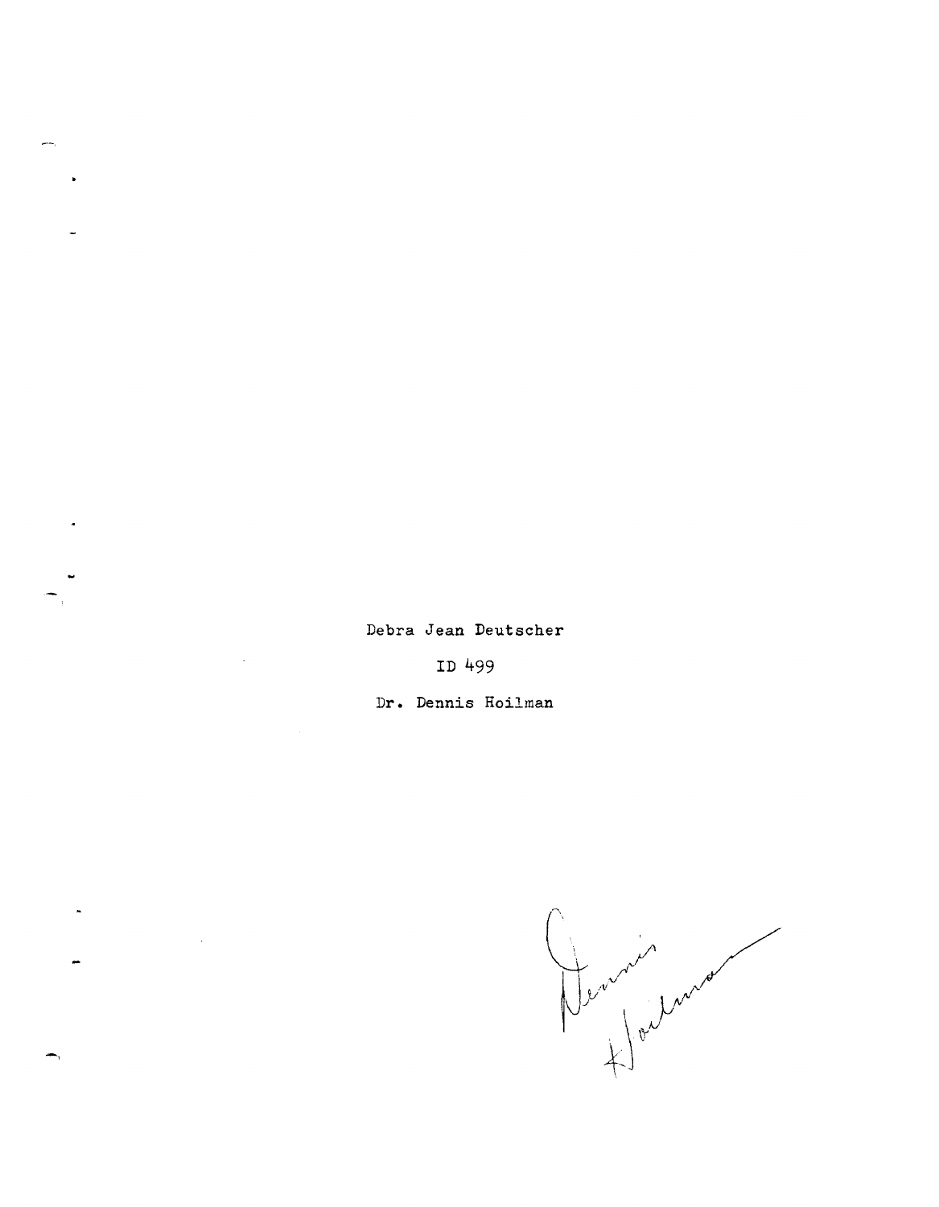Debra Jean Deutscher

ID 499

Dr. Dennis Hoilman

Dennis Hoilman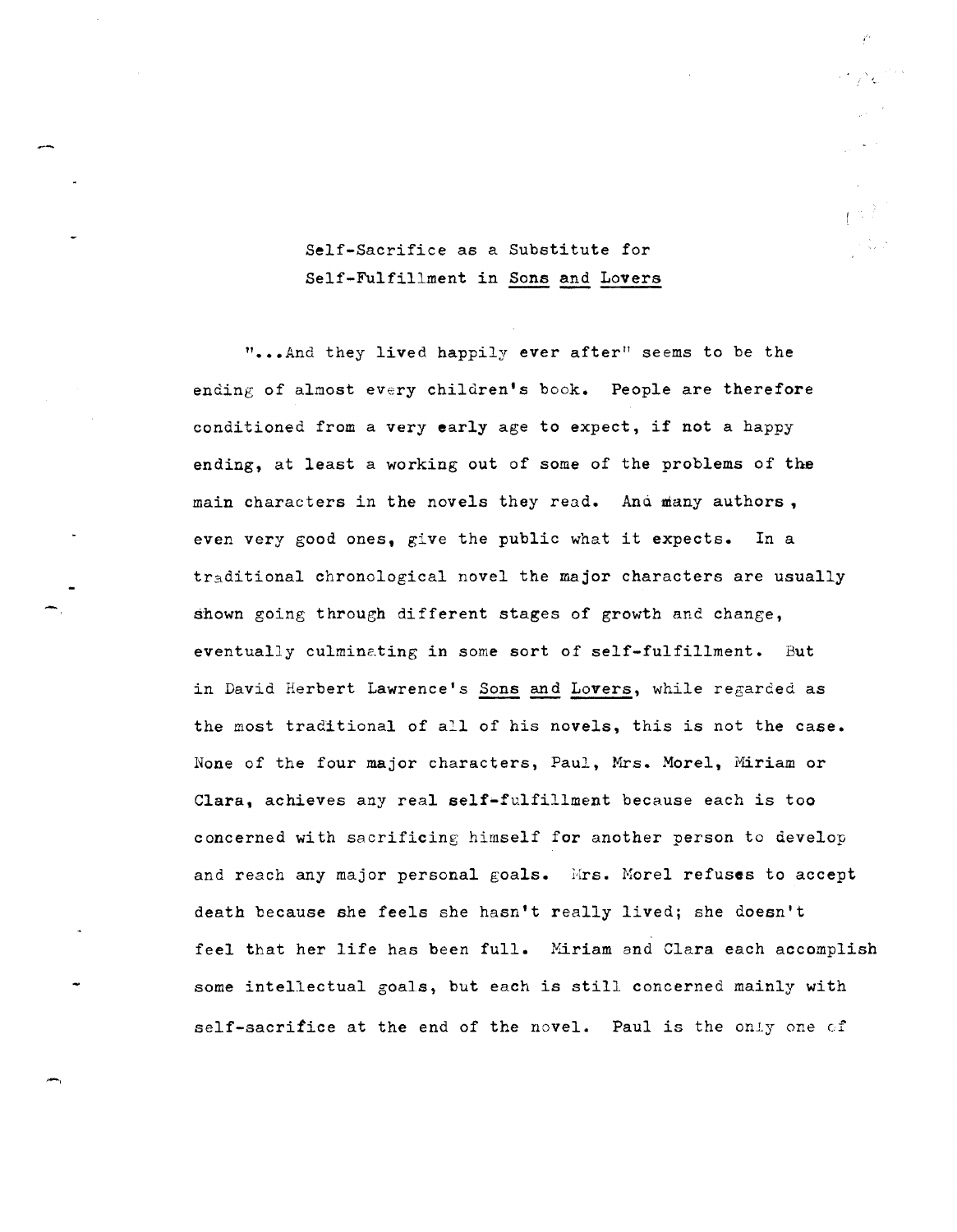# Self-Sacrifice as a Substitute for Self-Fulfillment in Sons and Lovers

"...And they lived happily ever after" seems to be the ending of almost every children's book. People are therefore conditioned from a very early age to expect, if not a happy ending, at least a working out of some of the problems of the main characters in the novels they read. And many authors, even very good ones, give the public what it expects. In a traditional chronological novel the major characters are usually shown going through different stages of growth and change, eventually culminating in some sort of self-fulfillment. But in David Herbert Lawrence's Sons and Lovers, while regarded as the most traditional of all of his novels, this is not the case. None of the four major characters, Paul, Mrs. Morel, Miriam or Clara, achieves any real self-fulfillment because each is too concerned with sacrificing himself for another person to develop and reach any major personal goals. Mrs. Morel refuses to accept death because she feels she hasn't really lived; she doesn't feel that her life has been full. Miriam and Clara each accomplish some intellectual goals, but each is still concerned mainly with self-sacrifice at the end of the novel. Paul is the only one of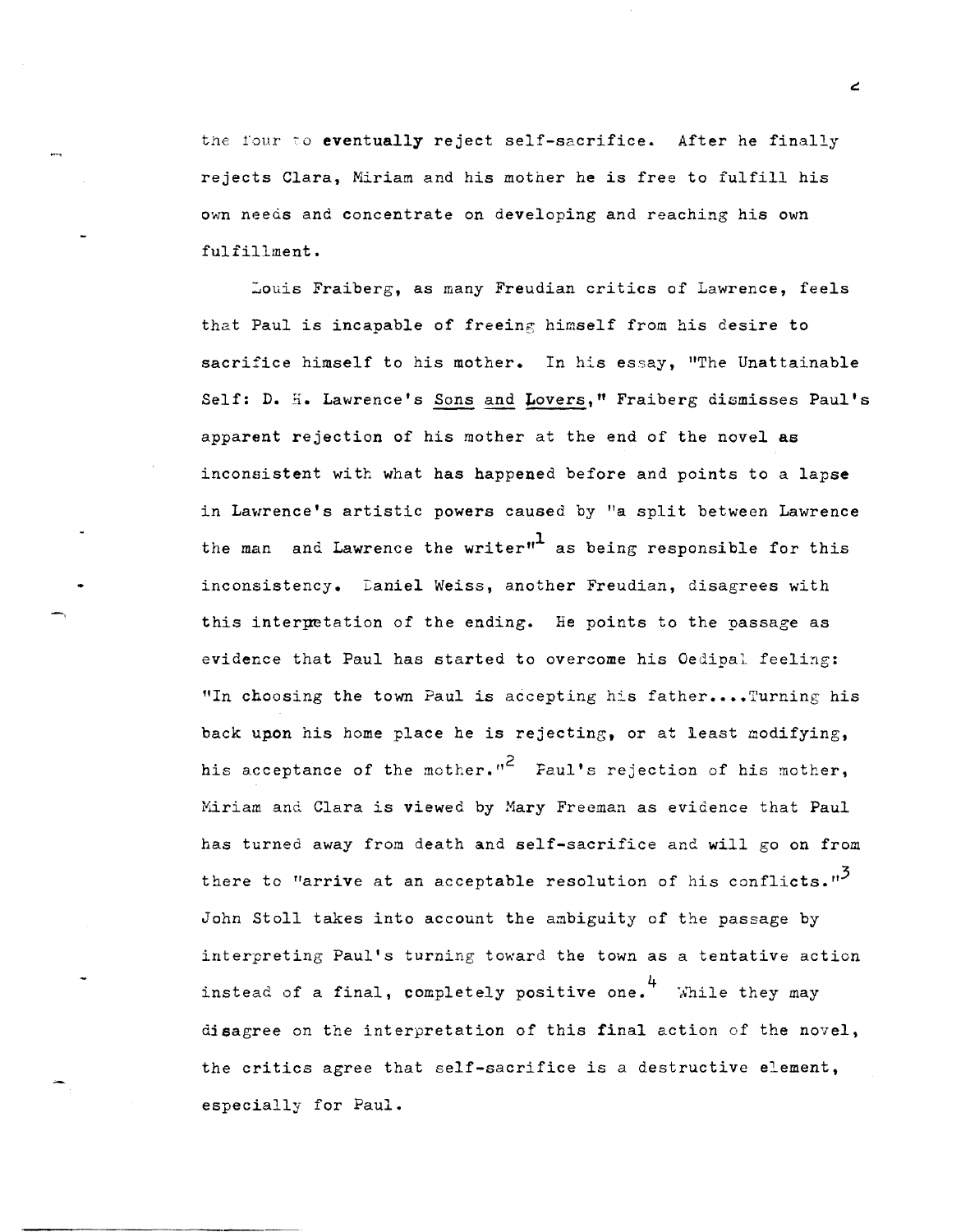the four to eventually reject self-sacrifice. After he finally rejects Clara, Miriam and his mother he is free to fulfill his own needs and concentrate on developing and reaching his own fulfillment.

Louis Fraiberg, as many Freudian critics of Lawrence, feels that Paul is incapable of freeing himself from his desire to sacrifice himself to his mother. In his essay, "The Unattainable Self: D. H. Lawrence's Sons and Lovers," Fraiberg dismisses Paul's apparent rejection of his mother at the end of the novel as inconsistent with what has happened before and points to a lapse in Lawrence's artistic powers caused by "a split between Lawrence the man and Lawrence the writer"[1] as being responsible for this inconsistency. Daniel Weiss, another Freudian, disagrees with this interpretation of the ending. He points to the passage as evidence that Paul has started to overcome his Oedipal feeling: "In choosing the town Paul is accepting his father....Turning his back upon his home place he is rejecting, or at least modifying, his acceptance of the mother."[2] Paul's rejection of his mother, Miriam and Clara is viewed by Mary Freeman as evidence that Paul has turned away from death and self-sacrifice and will go on from there to "arrive at an acceptable resolution of his conflicts."[3] John Stoll takes into account the ambiguity of the passage by interpreting Paul's turning toward the town as a tentative action instead of a final, completely positive one.[4] While they may disagree on the interpretation of this final action of the novel, the critics agree that self-sacrifice is a destructive element, especially for Paul.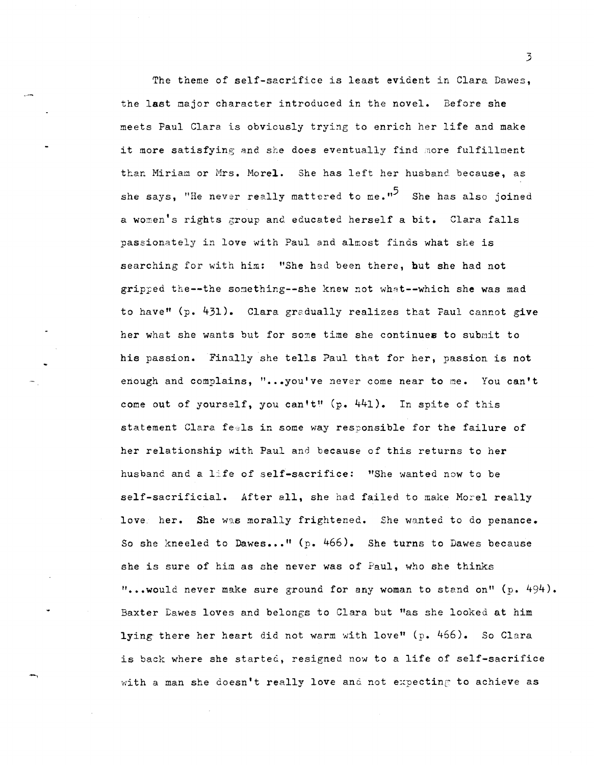The theme of self-sacrifice is least evident in Clara Dawes, the last major character introduced in the novel. Before she meets Paul Clara is obviously trying to enrich her life and make it more satisfying and she does eventually find more fulfillment than Miriam or Mrs. Morel. She has left her husband because, as she says, "He never really mattered to me."[5] She has also joined a women's rights group and educated herself a bit. Clara falls passionately in love with Paul and almost finds what she is searching for with him: "She had been there, but she had not gripped the--the something--she knew not what--which she was mad to have" (p. 431). Clara gradually realizes that Paul cannot give her what she wants but for some time she continues to submit to his passion. Finally she tells Paul that for her, passion is not enough and complains, "...you've never come near to me. You can't come out of yourself, you can't" (p. 441). In spite of this statement Clara feels in some way responsible for the failure of her relationship with Paul and because of this returns to her husband and a life of self-sacrifice: "She wanted now to be self-sacrificial. After all, she had failed to make Morel really love her. She was morally frightened. She wanted to do penance. So she kneeled to Dawes..." (p. 466). She turns to Dawes because she is sure of him as she never was of Paul, who she thinks "...would never make sure ground for any woman to stand on" (p. 494). Baxter Dawes loves and belongs to Clara but "as she looked at him lying there her heart did not warm with love" (p. 466). So Clara is back where she started, resigned now to a life of self-sacrifice with a man she doesn't really love and not expecting to achieve as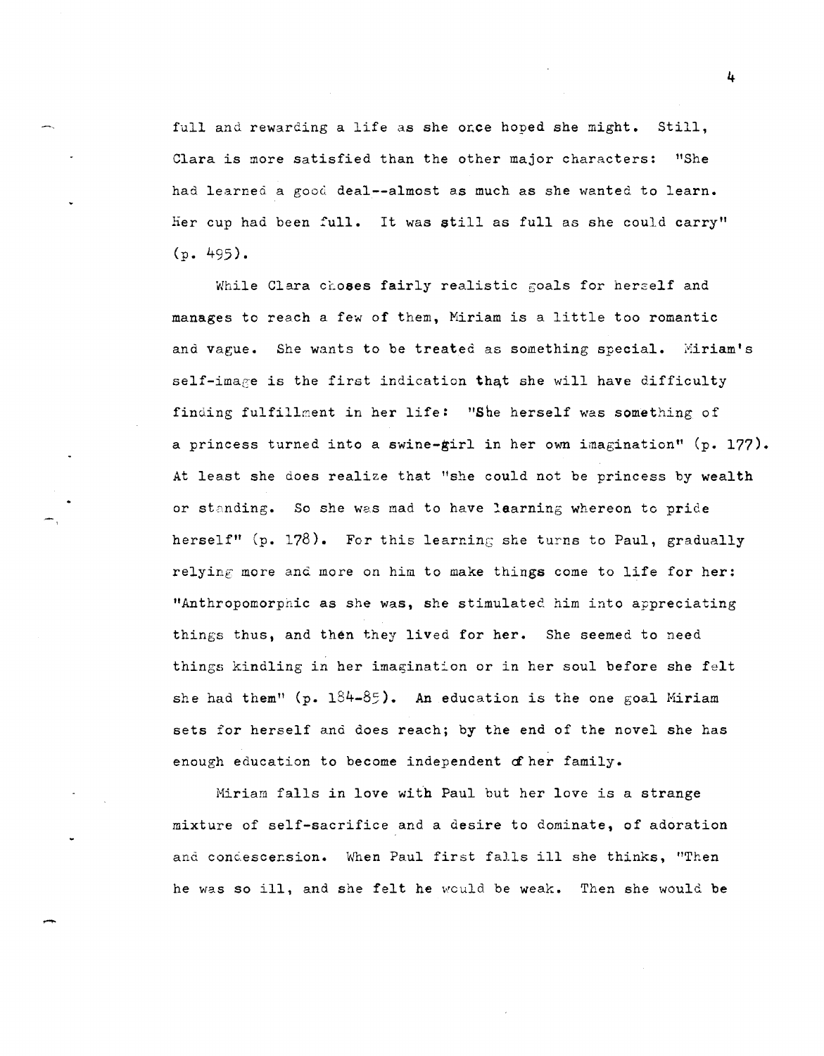full and rewarding a life as she once hoped she might. Still, Clara is more satisfied than the other major characters: "She had learned a good deal--almost as much as she wanted to learn. Her cup had been full. It was still as full as she could carry" (p. 495).

While Clara choses fairly realistic goals for herself and manages to reach a few of them, Miriam is a little too romantic and vague. She wants to be treated as something special. Miriam's self-image is the first indication that she will have difficulty finding fulfillment in her life: "She herself was something of a princess turned into a swine-girl in her own imagination" (p. 177). At least she does realize that "she could not be princess by wealth or standing. So she was mad to have learning whereon to pride herself" (p. 178). For this learning she turns to Paul, gradually relying more and more on him to make things come to life for her: "Anthropomorphic as she was, she stimulated him into appreciating things thus, and then they lived for her. She seemed to need things kindling in her imagination or in her soul before she felt she had them" (p. 184-85). An education is the one goal Miriam sets for herself and does reach; by the end of the novel she has enough education to become independent of her family.

Miriam falls in love with Paul but her love is a strange mixture of self-sacrifice and a desire to dominate, of adoration and condescension. When Paul first falls ill she thinks, "Then he was so ill, and she felt he would be weak. Then she would be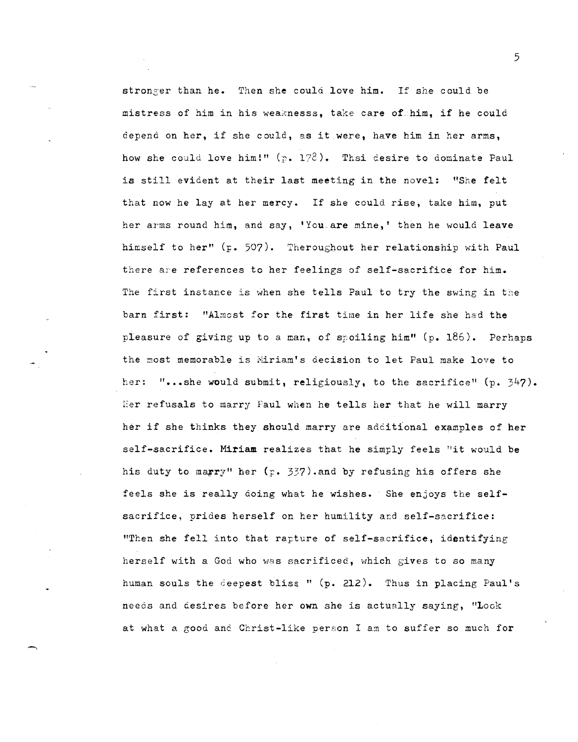stronger than he. Then she could love him. If she could be mistress of him in his weaknesss, take care of him, if he could depend on her, if she could, as it were, have him in her arms, how she could love him!" (p. 178). Thsi desire to dominate Paul is still evident at their last meeting in the novel: "She felt that now he lay at her mercy. If she could rise, take him, put her arms round him, and say, 'You are mine,' then he would leave himself to her" (p. 507). Theroughout her relationship with Paul there are references to her feelings of self-sacrifice for him. The first instance is when she tells Paul to try the swing in the barn first: "Almost for the first time in her life she had the pleasure of giving up to a man, of spoiling him" (p. 186). Perhaps the most memorable is Miriam's decision to let Paul make love to her: "...she would submit, religiously, to the sacrifice" (p. 347). Her refusals to marry Paul when he tells her that he will marry her if she thinks they should marry are additional examples of her self-sacrifice. Miriam realizes that he simply feels "it would be his duty to marry" her (p. 337).and by refusing his offers she feels she is really doing what he wishes. She enjoys the self-sacrifice, prides herself on her humility and self-sacrifice: "Then she fell into that rapture of self-sacrifice, identifying herself with a God who was sacrificed, which gives to so many human souls the deepest bliss " (p. 212). Thus in placing Paul's needs and desires before her own she is actually saying, "Look at what a good and Christ-like person I am to suffer so much for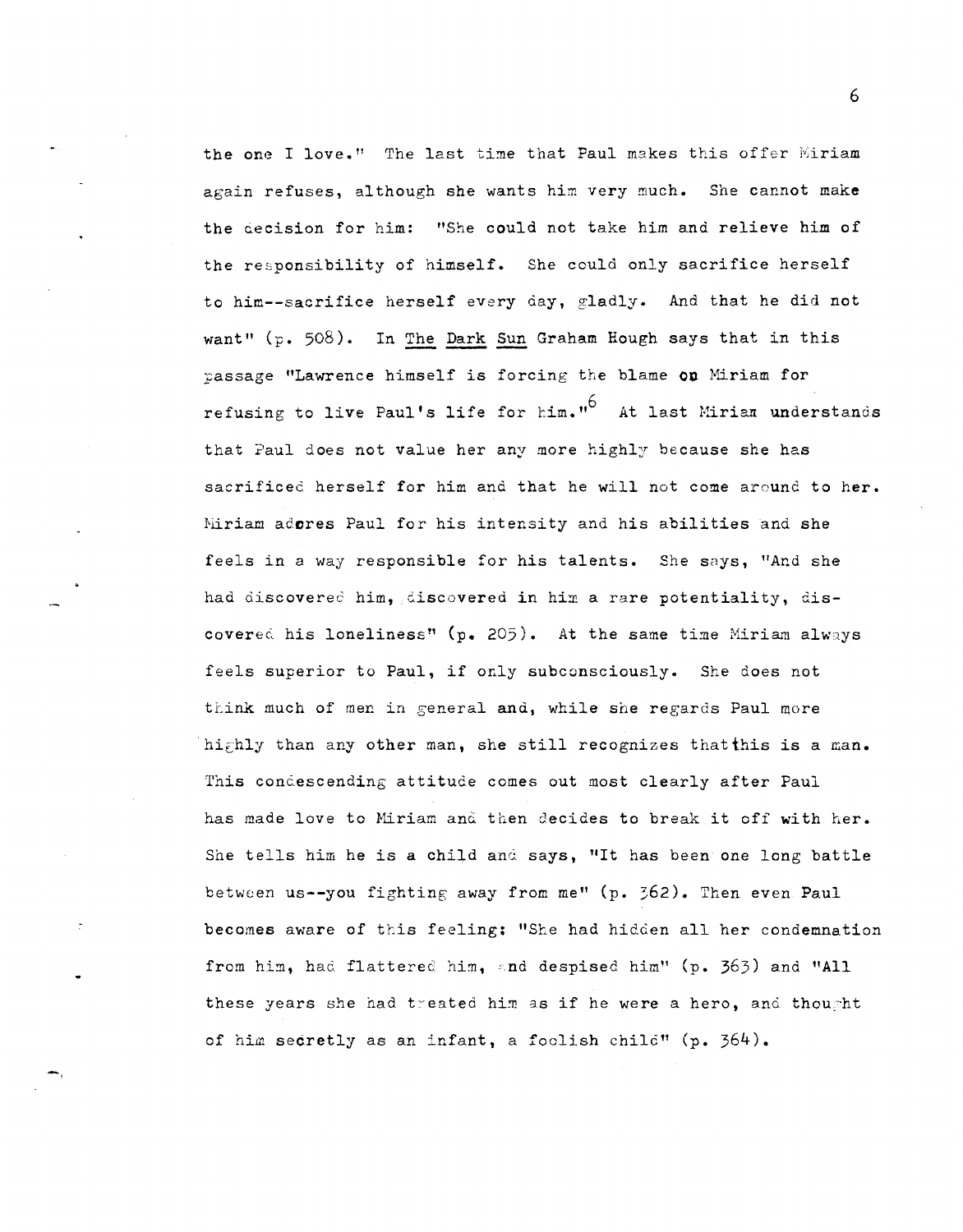the one I love." The last time that Paul makes this offer Miriam again refuses, although she wants him very much. She cannot make the decision for him: "She could not take him and relieve him of the responsibility of himself. She could only sacrifice herself to him--sacrifice herself every day, gladly. And that he did not want" (p. 508). In The Dark Sun Graham Hough says that in this passage "Lawrence himself is forcing the blame on Miriam for refusing to live Paul's life for him."[6] At last Miriam understands that Paul does not value her any more highly because she has sacrificed herself for him and that he will not come around to her. Miriam adores Paul for his intensity and his abilities and she feels in a way responsible for his talents. She says, "And she had discovered him, discovered in him a rare potentiality, discovered his loneliness" (p. 205). At the same time Miriam always feels superior to Paul, if only subconsciously. She does not think much of men in general and, while she regards Paul more highly than any other man, she still recognizes that this is a man. This condescending attitude comes out most clearly after Paul has made love to Miriam and then decides to break it off with her. She tells him he is a child and says, "It has been one long battle between us--you fighting away from me" (p. 362). Then even Paul becomes aware of this feeling: "She had hidden all her condemnation from him, had flattered him, and despised him" (p. 363) and "All these years she had treated him as if he were a hero, and thought of him secretly as an infant, a foolish child" (p. 364).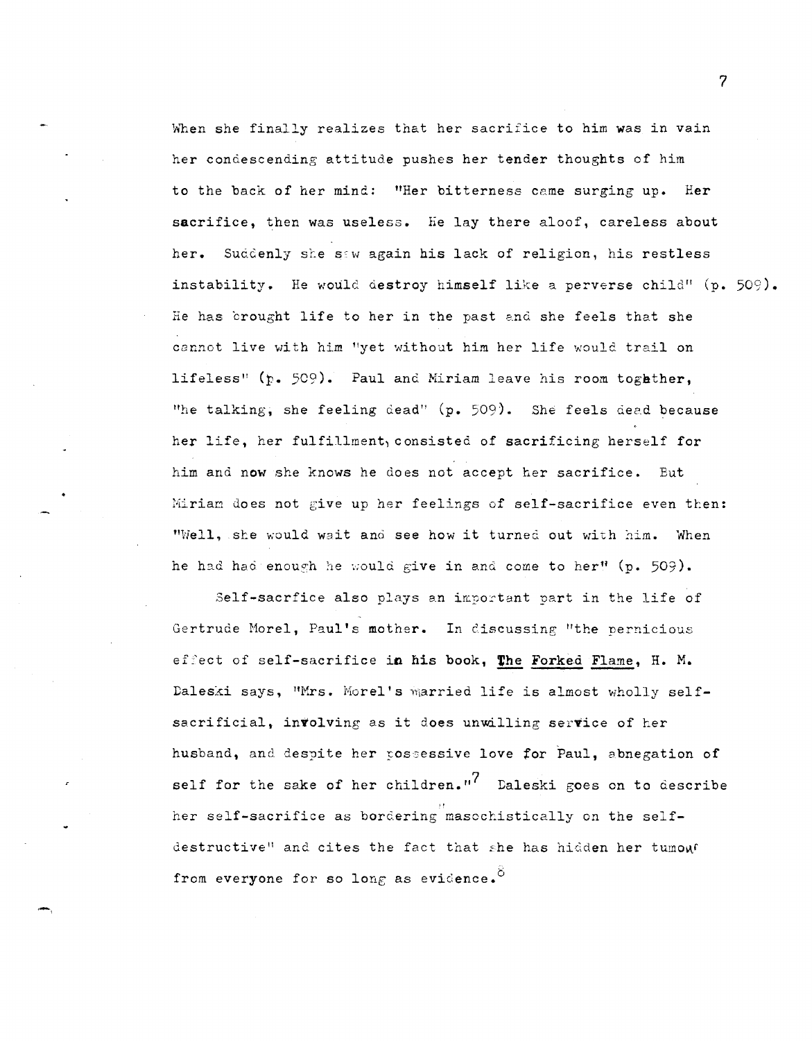When she finally realizes that her sacrifice to him was in vain her condescending attitude pushes her tender thoughts of him to the back of her mind: "Her bitterness came surging up. Her sacrifice, then was useless. He lay there aloof, careless about her. Suddenly she saw again his lack of religion, his restless instability. He would destroy himself like a perverse child" (p. 509). He has brought life to her in the past and she feels that she cannot live with him "yet without him her life would trail on lifeless" (p. 509). Paul and Miriam leave his room together, "he talking, she feeling dead" (p. 509). She feels dead because her life, her fulfillment, consisted of sacrificing herself for him and now she knows he does not accept her sacrifice. But Miriam does not give up her feelings of self-sacrifice even then: "Well, she would wait and see how it turned out with him. When he had had enough he would give in and come to her" (p. 509).

Self-sacrfice also plays an important part in the life of Gertrude Morel, Paul's mother. In discussing "the pernicious effect of self-sacrifice in his book, The Forked Flame, H. M. Daleski says, "Mrs. Morel's married life is almost wholly self-sacrificial, involving as it does unwilling service of her husband, and despite her possessive love for Paul, abnegation of self for the sake of her children."[7] Daleski goes on to describe her self-sacrifice as bordering "masochistically on the self-destructive" and cites the fact that she has hidden her tumour from everyone for so long as evidence.[8]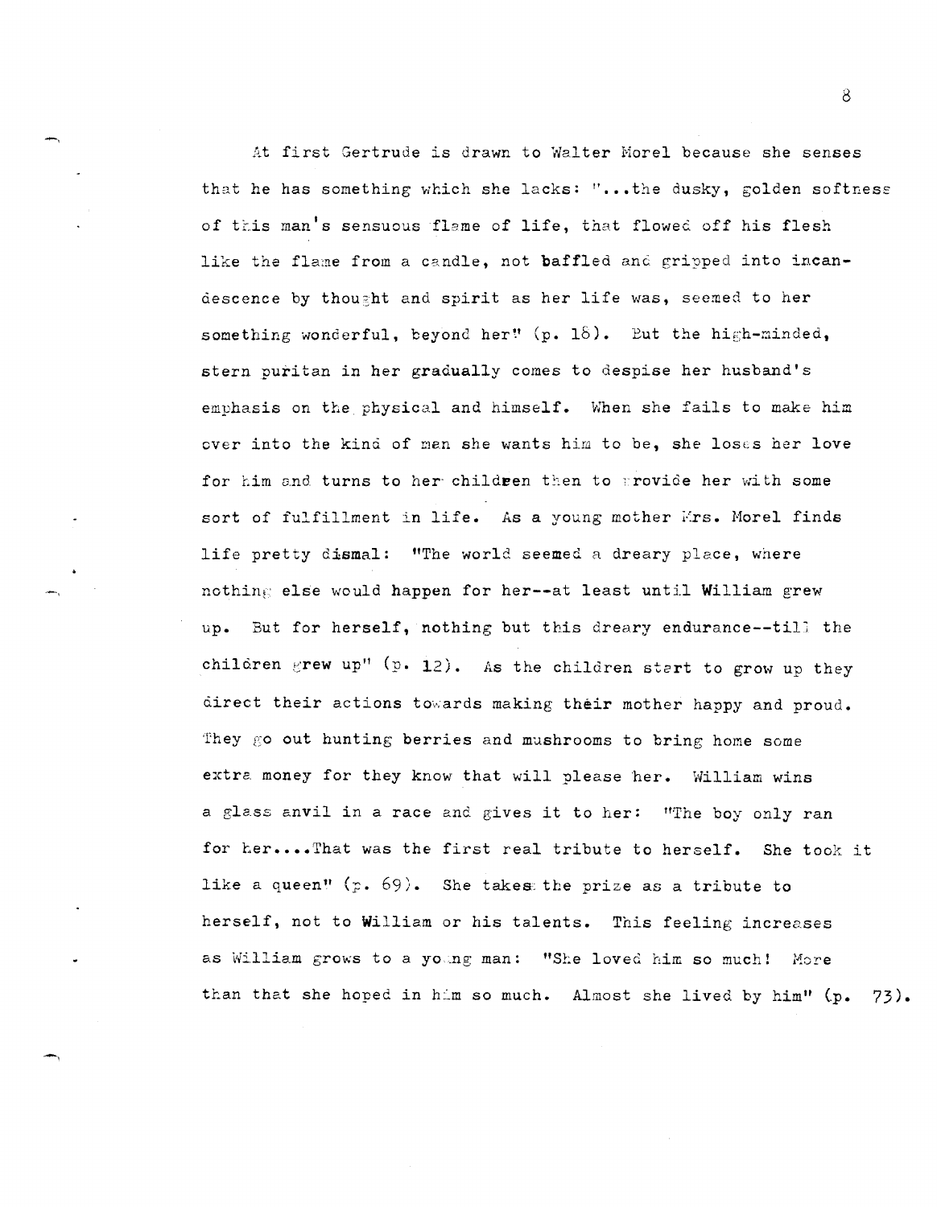At first Gertrude is drawn to Walter Morel because she senses that he has something which she lacks: "...the dusky, golden softness of this man's sensuous flame of life, that flowed off his flesh like the flame from a candle, not baffled and gripped into incandescence by thought and spirit as her life was, seemed to her something wonderful, beyond her" (p. 18). But the high-minded, stern puritan in her gradually comes to despise her husband's emphasis on the physical and himself. When she fails to make him over into the kind of man she wants him to be, she loses her love for him and turns to her children then to provide her with some sort of fulfillment in life. As a young mother Mrs. Morel finds life pretty dismal: "The world seemed a dreary place, where nothing else would happen for her--at least until William grew up. But for herself, nothing but this dreary endurance--till the children grew up" (p. 12). As the children start to grow up they direct their actions towards making their mother happy and proud. They go out hunting berries and mushrooms to bring home some extra money for they know that will please her. William wins a glass anvil in a race and gives it to her: "The boy only ran for her....That was the first real tribute to herself. She took it like a queen" (p. 69). She takes the prize as a tribute to herself, not to William or his talents. This feeling increases as William grows to a young man: "She loved him so much! More than that she hoped in him so much. Almost she lived by him" (p. 73).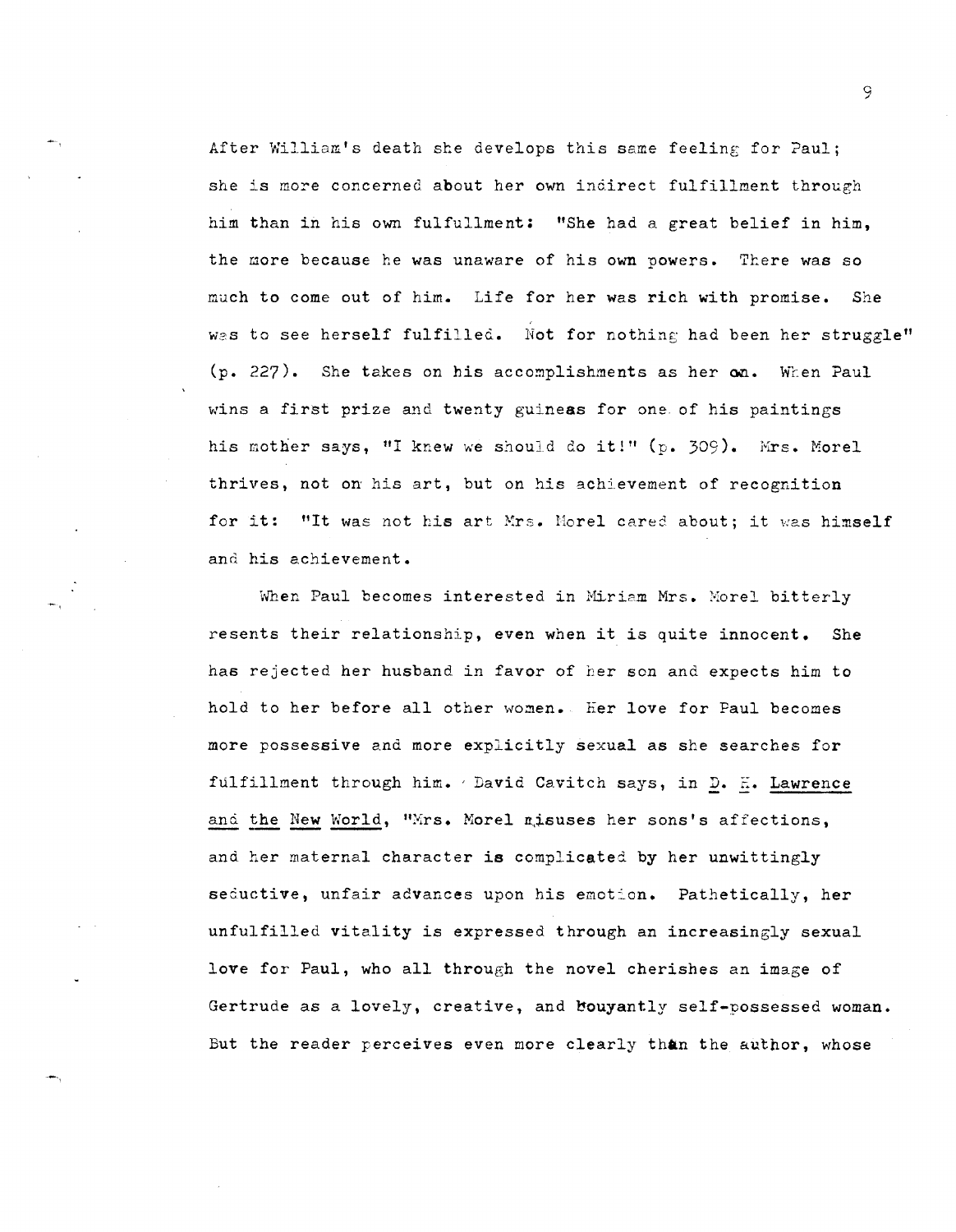After William's death she develops this same feeling for Paul; she is more concerned about her own indirect fulfillment through him than in his own fulfillment: "She had a great belief in him, the more because he was unaware of his own powers. There was so much to come out of him. Life for her was rich with promise. She was to see herself fulfilled. Not for nothing had been her struggle" (p. 227). She takes on his accomplishments as her own. When Paul wins a first prize and twenty guineas for one of his paintings his mother says, "I knew we should do it!" (p. 309). Mrs. Morel thrives, not on his art, but on his achievement of recognition for it: "It was not his art Mrs. Morel cared about; it was himself and his achievement.

When Paul becomes interested in Miriam Mrs. Morel bitterly resents their relationship, even when it is quite innocent. She has rejected her husband in favor of her son and expects him to hold to her before all other women. Her love for Paul becomes more possessive and more explicitly sexual as she searches for fulfillment through him. David Cavitch says, in D. H. Lawrence and the New World, "Mrs. Morel misuses her sons's affections, and her maternal character is complicated by her unwittingly seductive, unfair advances upon his emotion. Pathetically, her unfulfilled vitality is expressed through an increasingly sexual love for Paul, who all through the novel cherishes an image of Gertrude as a lovely, creative, and bouyantly self-possessed woman. But the reader perceives even more clearly than the author, whose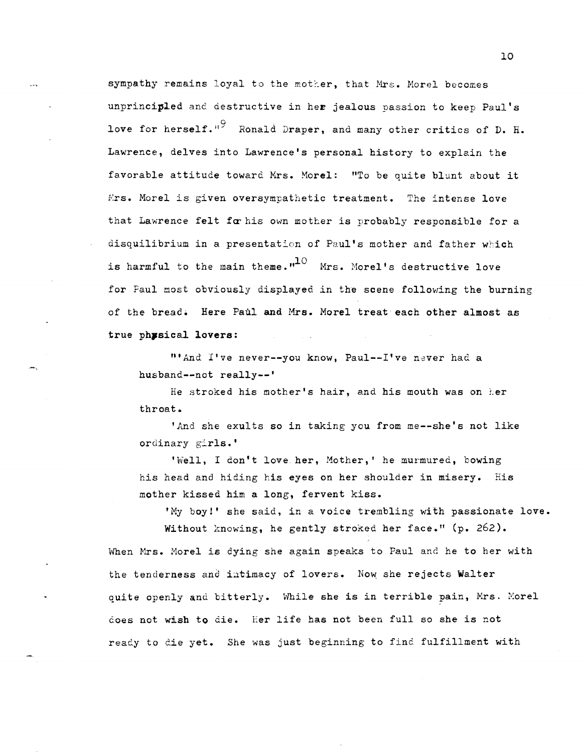sympathy remains loyal to the mother, that Mrs. Morel becomes unprincipled and destructive in her jealous passion to keep Paul's love for herself."[9] Ronald Draper, and many other critics of D. H. Lawrence, delves into Lawrence's personal history to explain the favorable attitude toward Mrs. Morel: "To be quite blunt about it Mrs. Morel is given oversympathetic treatment. The intense love that Lawrence felt for his own mother is probably responsible for a disquilibrium in a presentation of Paul's mother and father which is harmful to the main theme."[10] Mrs. Morel's destructive love for Paul most obviously displayed in the scene following the burning of the bread. Here Paul and Mrs. Morel treat each other almost as true physical lovers:

> "'And I've never--you know, Paul--I've never had a husband--not really--'
>
> He stroked his mother's hair, and his mouth was on her throat.
>
> 'And she exults so in taking you from me--she's not like ordinary girls.'
>
> 'Well, I don't love her, Mother,' he murmured, bowing his head and hiding his eyes on her shoulder in misery. His mother kissed him a long, fervent kiss.
>
> 'My boy!' she said, in a voice trembling with passionate love. Without knowing, he gently stroked her face." (p. 262).

When Mrs. Morel is dying she again speaks to Paul and he to her with the tenderness and intimacy of lovers. Now she rejects Walter quite openly and bitterly. While she is in terrible pain, Mrs. Morel does not wish to die. Her life has not been full so she is not ready to die yet. She was just beginning to find fulfillment with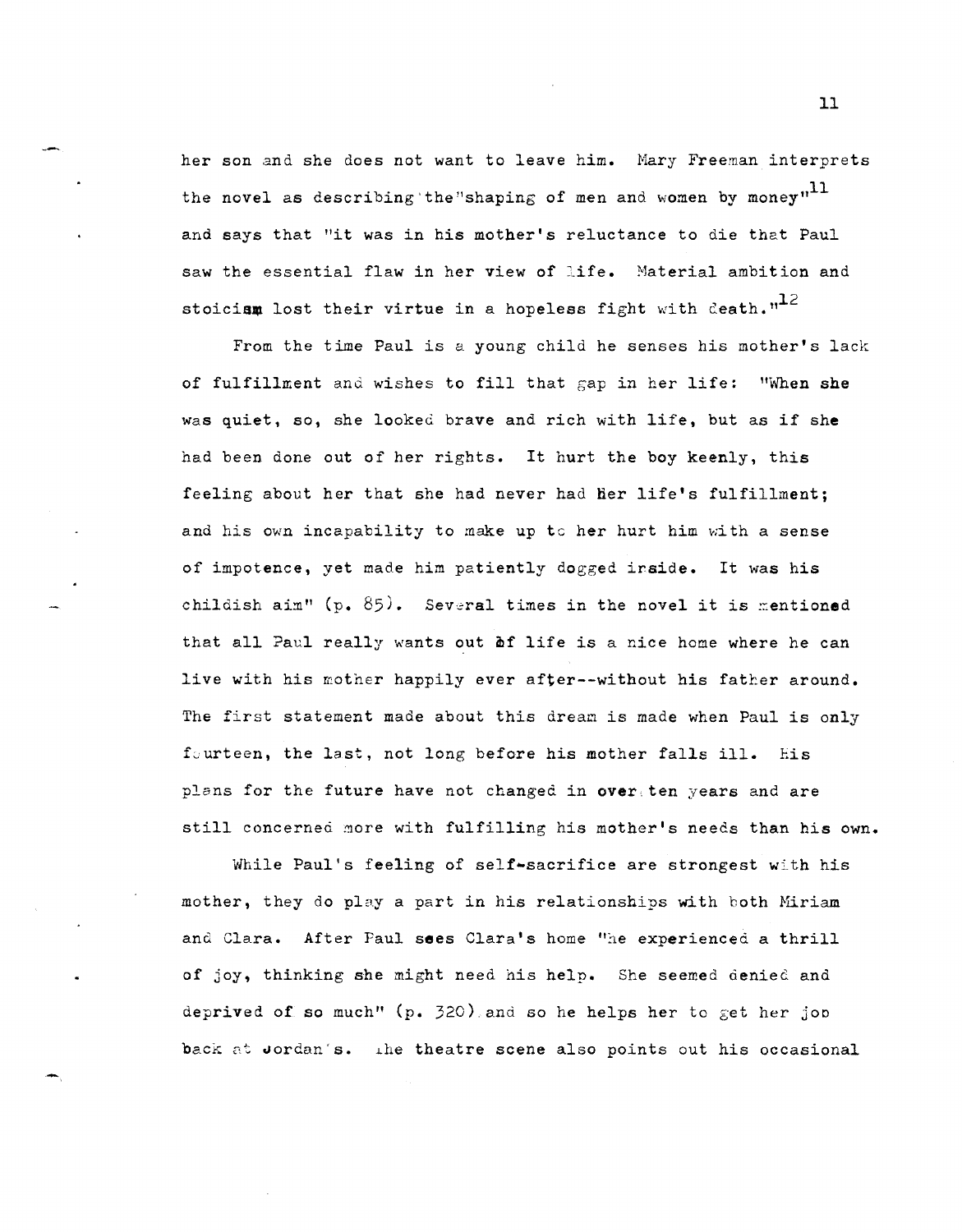her son and she does not want to leave him. Mary Freeman interprets the novel as describing the "shaping of men and women by money"[11] and says that "it was in his mother's reluctance to die that Paul saw the essential flaw in her view of life. Material ambition and stoicism lost their virtue in a hopeless fight with death."[12]

From the time Paul is a young child he senses his mother's lack of fulfillment and wishes to fill that gap in her life: "When she was quiet, so, she looked brave and rich with life, but as if she had been done out of her rights. It hurt the boy keenly, this feeling about her that she had never had her life's fulfillment; and his own incapability to make up to her hurt him with a sense of impotence, yet made him patiently dogged inside. It was his childish aim" (p. 85). Several times in the novel it is mentioned that all Paul really wants out of life is a nice home where he can live with his mother happily ever after--without his father around. The first statement made about this dream is made when Paul is only fourteen, the last, not long before his mother falls ill. His plans for the future have not changed in over ten years and are still concerned more with fulfilling his mother's needs than his own.

While Paul's feeling of self-sacrifice are strongest with his mother, they do play a part in his relationships with both Miriam and Clara. After Paul sees Clara's home "he experienced a thrill of joy, thinking she might need his help. She seemed denied and deprived of so much" (p. 320) and so he helps her to get her job back at Jordan's. The theatre scene also points out his occasional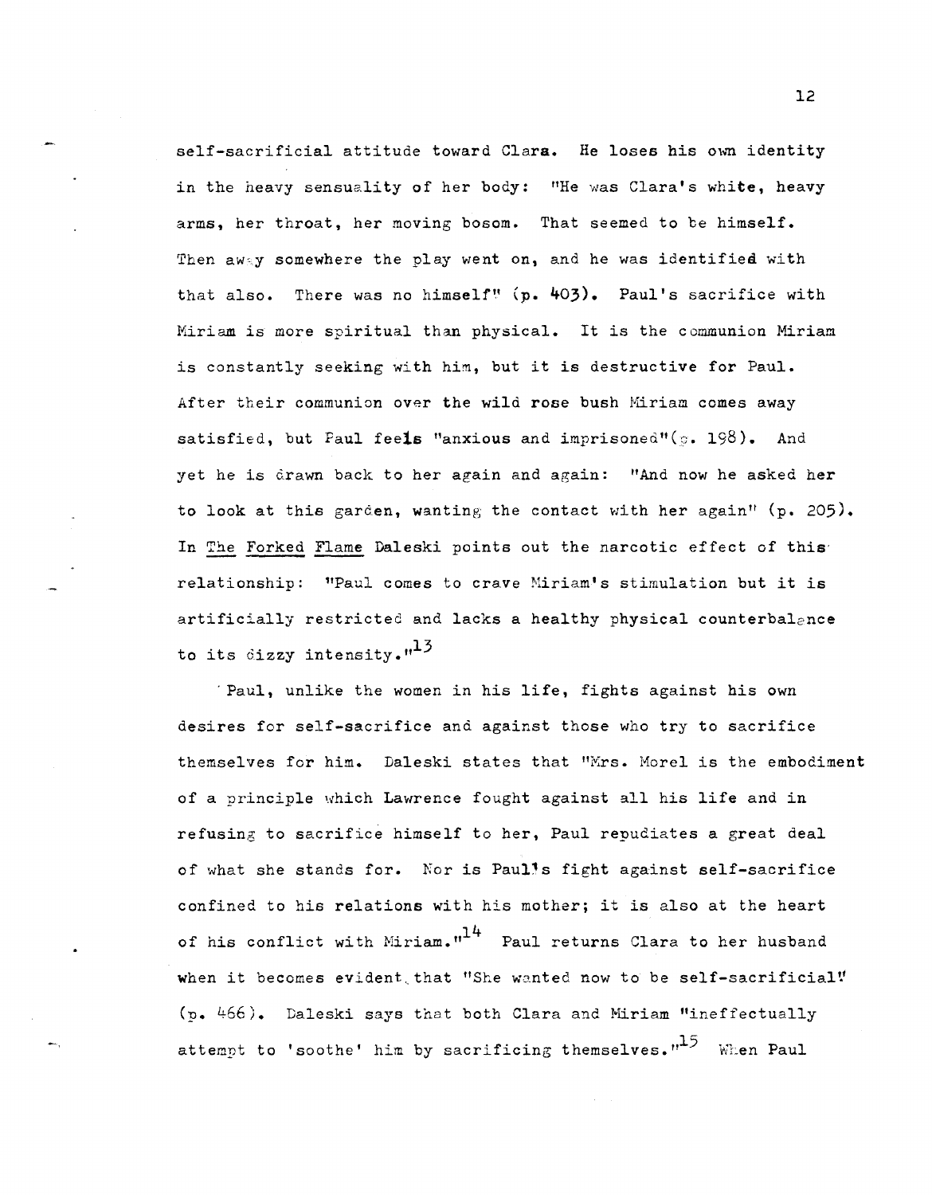self-sacrificial attitude toward Clara. He loses his own identity in the heavy sensuality of her body: "He was Clara's white, heavy arms, her throat, her moving bosom. That seemed to be himself. Then away somewhere the play went on, and he was identified with that also. There was no himself" (p. 403). Paul's sacrifice with Miriam is more spiritual than physical. It is the communion Miriam is constantly seeking with him, but it is destructive for Paul. After their communion over the wild rose bush Miriam comes away satisfied, but Paul feels "anxious and imprisoned"(p. 198). And yet he is drawn back to her again and again: "And now he asked her to look at this garden, wanting the contact with her again" (p. 205). In The Forked Flame Daleski points out the narcotic effect of this relationship: "Paul comes to crave Miriam's stimulation but it is artificially restricted and lacks a healthy physical counterbalance to its dizzy intensity."[13]

Paul, unlike the women in his life, fights against his own desires for self-sacrifice and against those who try to sacrifice themselves for him. Daleski states that "Mrs. Morel is the embodiment of a principle which Lawrence fought against all his life and in refusing to sacrifice himself to her, Paul repudiates a great deal of what she stands for. Nor is Paul's fight against self-sacrifice confined to his relations with his mother; it is also at the heart of his conflict with Miriam."[14] Paul returns Clara to her husband when it becomes evident that "She wanted now to be self-sacrificial" (p. 466). Daleski says that both Clara and Miriam "ineffectually attempt to 'soothe' him by sacrificing themselves."[15] When Paul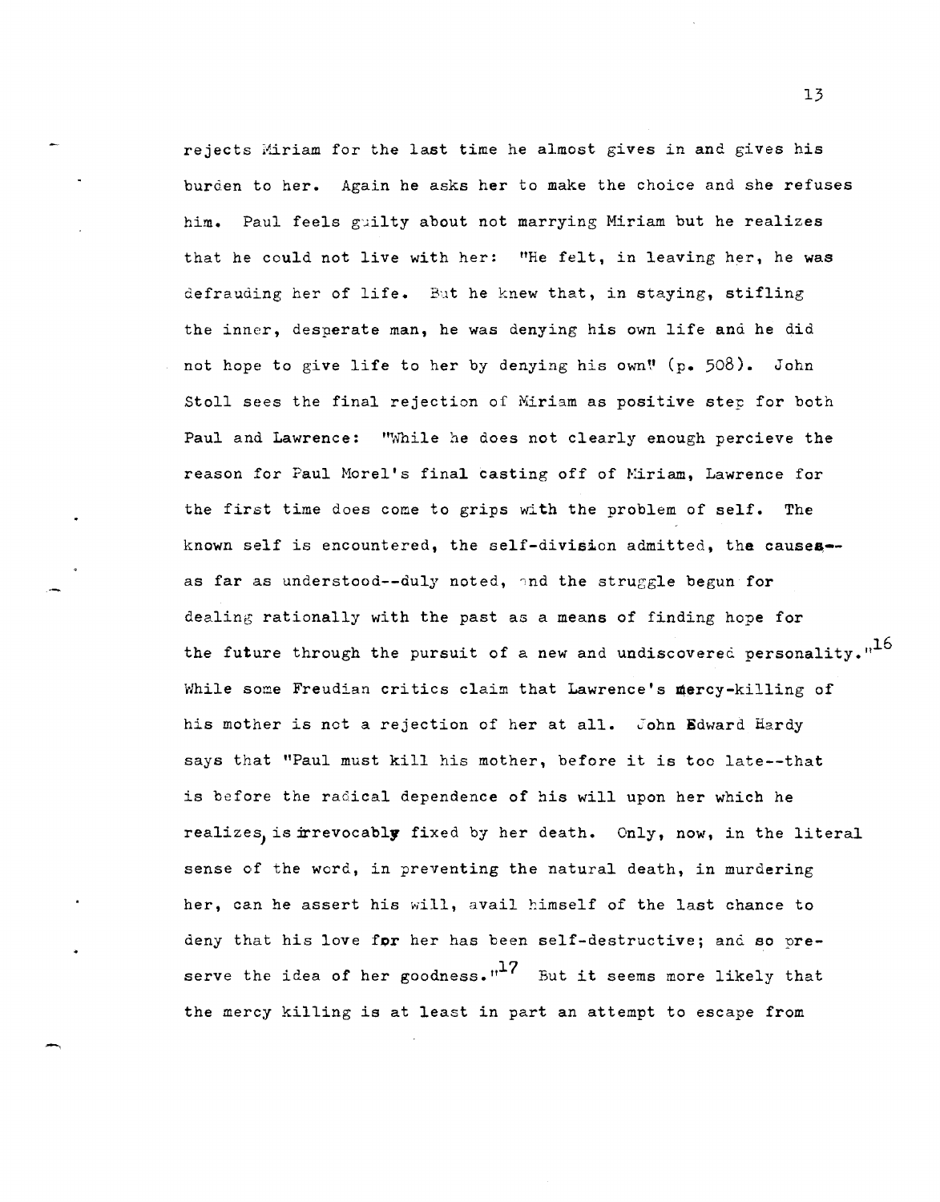rejects Miriam for the last time he almost gives in and gives his burden to her. Again he asks her to make the choice and she refuses him. Paul feels guilty about not marrying Miriam but he realizes that he could not live with her: "He felt, in leaving her, he was defrauding her of life. But he knew that, in staying, stifling the inner, desperate man, he was denying his own life and he did not hope to give life to her by denying his own" (p. 508). John Stoll sees the final rejection of Miriam as positive step for both Paul and Lawrence: "While he does not clearly enough percieve the reason for Paul Morel's final casting off of Miriam, Lawrence for the first time does come to grips with the problem of self. The known self is encountered, the self-division admitted, the causes--as far as understood--duly noted, and the struggle begun for dealing rationally with the past as a means of finding hope for the future through the pursuit of a new and undiscovered personality."[16] While some Freudian critics claim that Lawrence's mercy-killing of his mother is not a rejection of her at all. John Edward Hardy says that "Paul must kill his mother, before it is too late--that is before the radical dependence of his will upon her which he realizes, is irrevocably fixed by her death. Only, now, in the literal sense of the word, in preventing the natural death, in murdering her, can he assert his will, avail himself of the last chance to deny that his love for her has been self-destructive; and so preserve the idea of her goodness."[17] But it seems more likely that the mercy killing is at least in part an attempt to escape from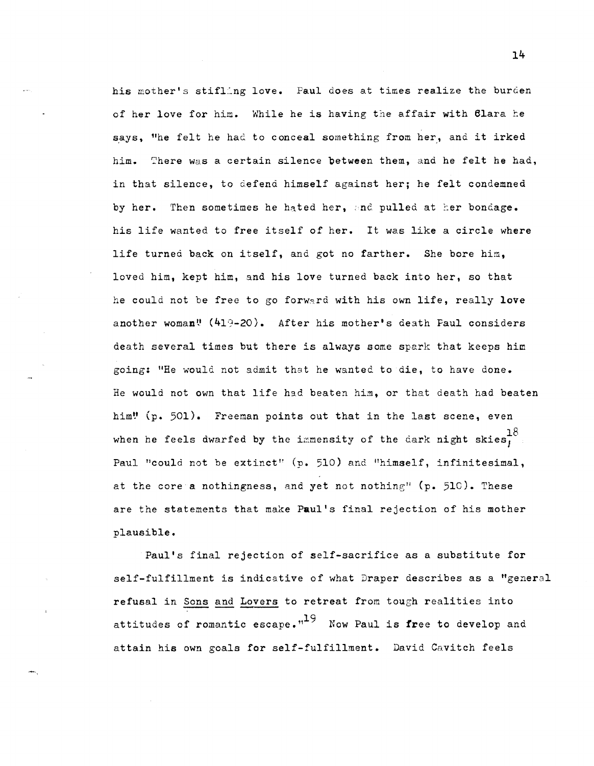his mother's stifling love. Paul does at times realize the burden of her love for him. While he is having the affair with Clara he says, "he felt he had to conceal something from her, and it irked him. There was a certain silence between them, and he felt he had, in that silence, to defend himself against her; he felt condemned by her. Then sometimes he hated her, and pulled at her bondage. his life wanted to free itself of her. It was like a circle where life turned back on itself, and got no farther. She bore him, loved him, kept him, and his love turned back into her, so that he could not be free to go forward with his own life, really love another woman" (419-20). After his mother's death Paul considers death several times but there is always some spark that keeps him going: "He would not admit that he wanted to die, to have done. He would not own that life had beaten him, or that death had beaten him" (p. 501). Freeman points out that in the last scene, even when he feels dwarfed by the immensity of the dark night skies,[18] Paul "could not be extinct" (p. 510) and "himself, infinitesimal, at the core a nothingness, and yet not nothing" (p. 510). These are the statements that make Paul's final rejection of his mother plausible.

Paul's final rejection of self-sacrifice as a substitute for self-fulfillment is indicative of what Draper describes as a "general refusal in Sons and Lovers to retreat from tough realities into attitudes of romantic escape."[19] Now Paul is free to develop and attain his own goals for self-fulfillment. David Cavitch feels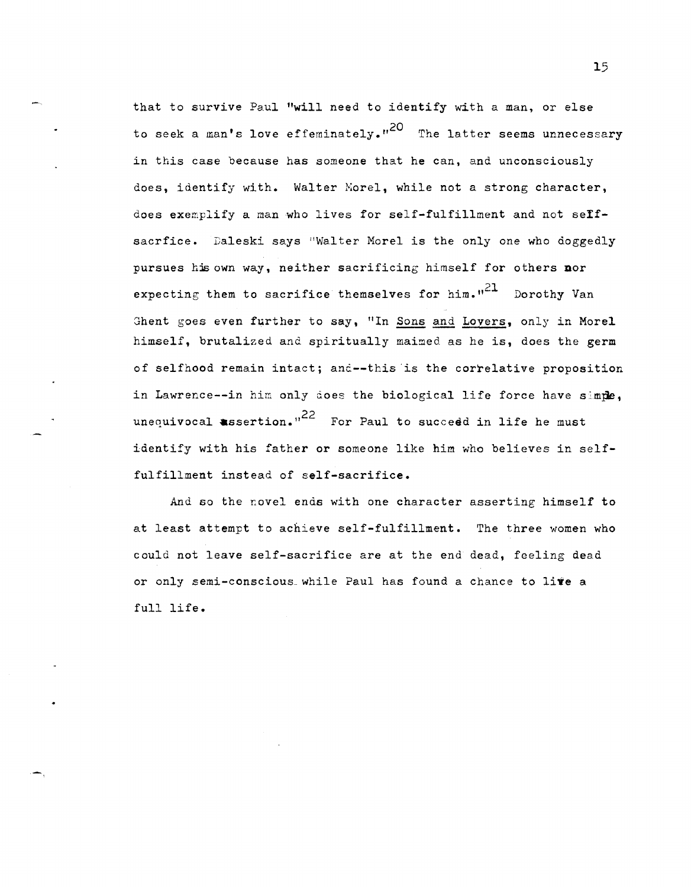that to survive Paul "will need to identify with a man, or else to seek a man's love effeminately."[20] The latter seems unnecessary in this case because has someone that he can, and unconsciously does, identify with. Walter Morel, while not a strong character, does exemplify a man who lives for self-fulfillment and not self-sacrfice. Daleski says "Walter Morel is the only one who doggedly pursues his own way, neither sacrificing himself for others nor expecting them to sacrifice themselves for him."[21] Dorothy Van Ghent goes even further to say, "In Sons and Lovers, only in Morel himself, brutalized and spiritually maimed as he is, does the germ of selfhood remain intact; and--this is the correlative proposition in Lawrence--in him only does the biological life force have simple, unequivocal assertion."[22] For Paul to succeed in life he must identify with his father or someone like him who believes in self-fulfillment instead of self-sacrifice.

And so the novel ends with one character asserting himself to at least attempt to achieve self-fulfillment. The three women who could not leave self-sacrifice are at the end dead, feeling dead or only semi-conscious while Paul has found a chance to live a full life.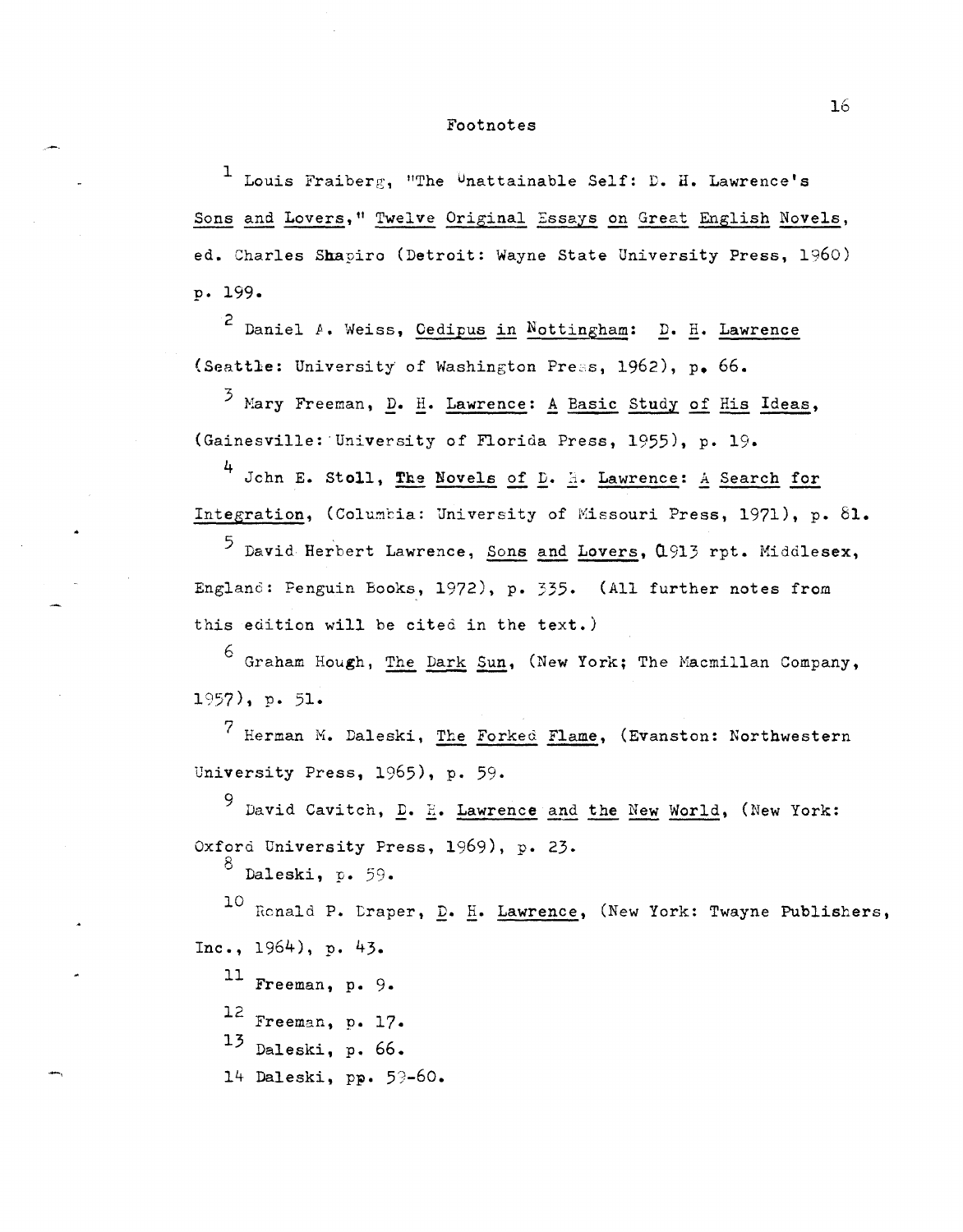# Footnotes

[1] Louis Fraiberg, "The Unattainable Self: D. H. Lawrence's Sons and Lovers," Twelve Original Essays on Great English Novels, ed. Charles Shapiro (Detroit: Wayne State University Press, 1960) p. 199.

[2] Daniel A. Weiss, Oedipus in Nottingham: D. H. Lawrence (Seattle: University of Washington Press, 1962), p. 66.

[3] Mary Freeman, D. H. Lawrence: A Basic Study of His Ideas, (Gainesville: University of Florida Press, 1955), p. 19.

[4] John E. Stoll, The Novels of D. H. Lawrence: A Search for Integration, (Columbia: University of Missouri Press, 1971), p. 81.

[5] David Herbert Lawrence, Sons and Lovers, (1913 rpt. Middlesex, England: Penguin Books, 1972), p. 335. (All further notes from this edition will be cited in the text.)

[6] Graham Hough, The Dark Sun, (New York; The Macmillan Company, 1957), p. 51.

[7] Herman M. Daleski, The Forked Flame, (Evanston: Northwestern University Press, 1965), p. 59.

[9] David Cavitch, D. H. Lawrence and the New World, (New York: Oxford University Press, 1969), p. 23.

[8] Daleski, p. 59.

[10] Ronald P. Draper, D. H. Lawrence, (New York: Twayne Publishers, Inc., 1964), p. 43.

[11] Freeman, p. 9.

[12] Freeman, p. 17.

[13] Daleski, p. 66.

[14] Daleski, pp. 59-60.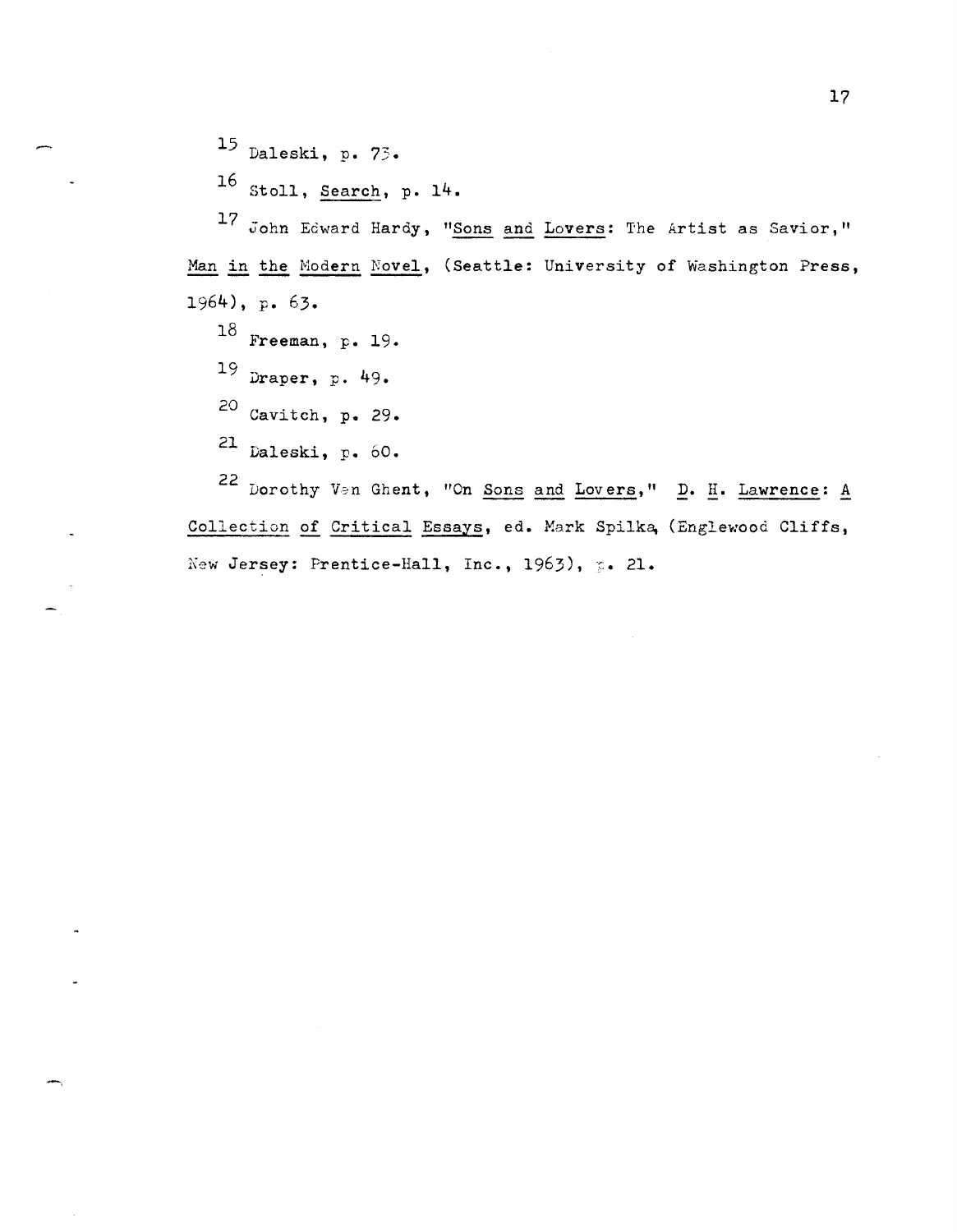[15] Daleski, p. 73.

[16] Stoll, _Search_, p. 14.

[17] John Edward Hardy, "_Sons and Lovers_: The Artist as Savior," _Man in the Modern Novel_, (Seattle: University of Washington Press, 1964), p. 63.

[18] Freeman, p. 19.

[19] Draper, p. 49.

[20] Cavitch, p. 29.

[21] Daleski, p. 60.

[22] Dorothy Van Ghent, "On _Sons and Lovers_," _D. H. Lawrence: A Collection of Critical Essays_, ed. Mark Spilka, (Englewood Cliffs, New Jersey: Prentice-Hall, Inc., 1963), p. 21.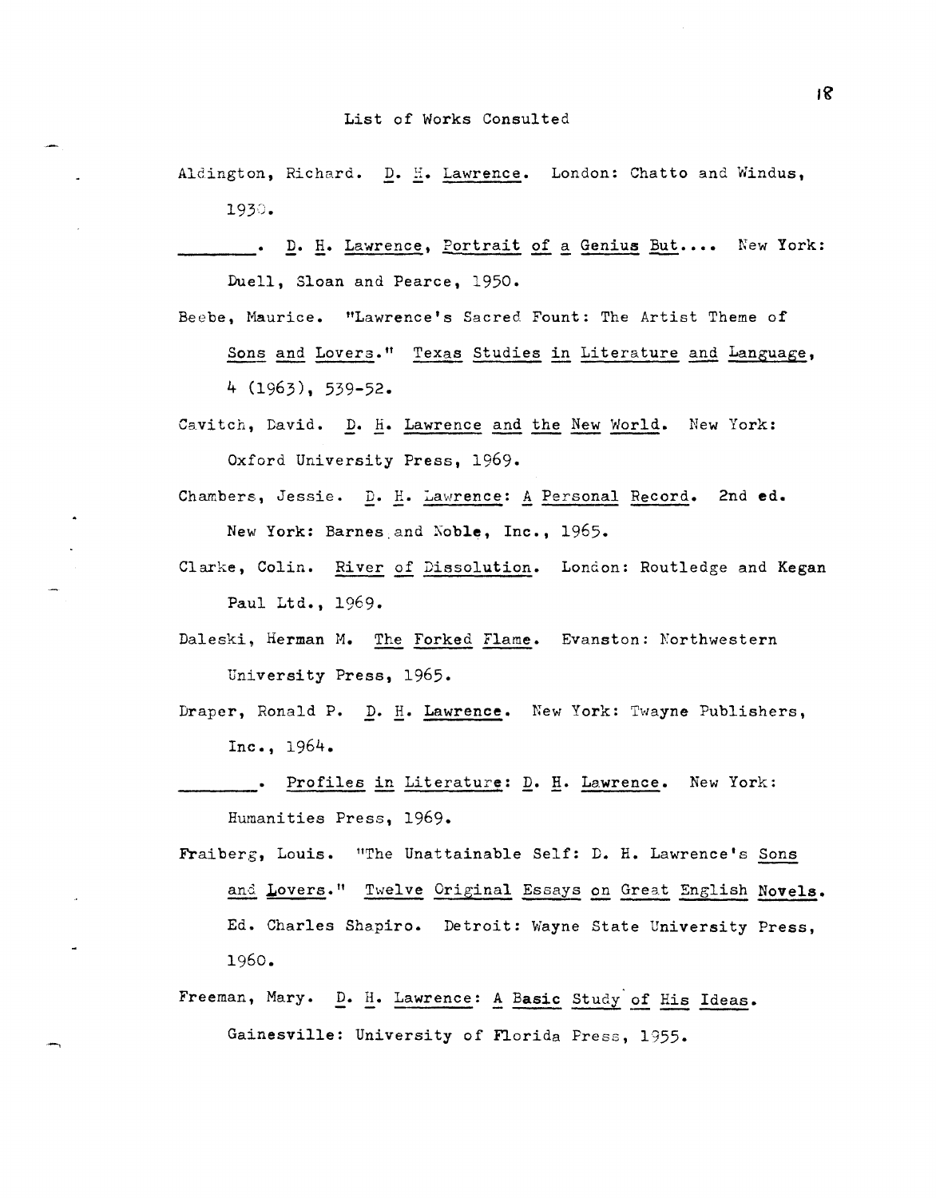# List of Works Consulted

Aldington, Richard. D. H. Lawrence. London: Chatto and Windus, 1930.

________. D. H. Lawrence, Portrait of a Genius But.... New York: Duell, Sloan and Pearce, 1950.

Beebe, Maurice. "Lawrence's Sacred Fount: The Artist Theme of Sons and Lovers." Texas Studies in Literature and Language, 4 (1963), 539-52.

Cavitch, David. D. H. Lawrence and the New World. New York: Oxford University Press, 1969.

Chambers, Jessie. D. H. Lawrence: A Personal Record. 2nd ed. New York: Barnes and Noble, Inc., 1965.

Clarke, Colin. River of Dissolution. London: Routledge and Kegan Paul Ltd., 1969.

Daleski, Herman M. The Forked Flame. Evanston: Northwestern University Press, 1965.

Draper, Ronald P. D. H. Lawrence. New York: Twayne Publishers, Inc., 1964.

________. Profiles in Literature: D. H. Lawrence. New York: Humanities Press, 1969.

Fraiberg, Louis. "The Unattainable Self: D. H. Lawrence's Sons and Lovers." Twelve Original Essays on Great English Novels. Ed. Charles Shapiro. Detroit: Wayne State University Press, 1960.

Freeman, Mary. D. H. Lawrence: A Basic Study of His Ideas. Gainesville: University of Florida Press, 1955.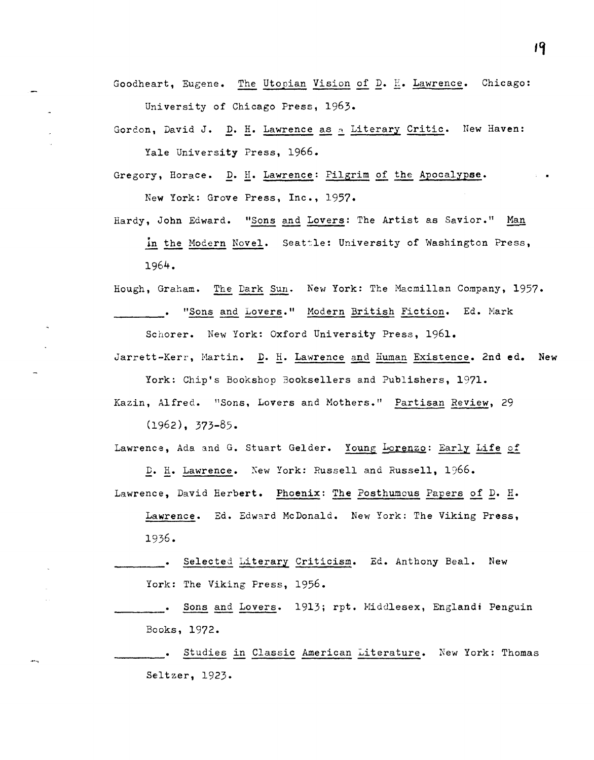Goodheart, Eugene. The Utopian Vision of D. H. Lawrence. Chicago: University of Chicago Press, 1963.

Gordon, David J. D. H. Lawrence as a Literary Critic. New Haven: Yale University Press, 1966.

Gregory, Horace. D. H. Lawrence: Pilgrim of the Apocalypse. New York: Grove Press, Inc., 1957.

Hardy, John Edward. "Sons and Lovers: The Artist as Savior." Man in the Modern Novel. Seattle: University of Washington Press, 1964.

Hough, Graham. The Dark Sun. New York: The Macmillan Company, 1957.

________. "Sons and Lovers." Modern British Fiction. Ed. Mark Schorer. New York: Oxford University Press, 1961.

Jarrett-Kerr, Martin. D. H. Lawrence and Human Existence. 2nd ed. New York: Chip's Bookshop Booksellers and Publishers, 1971.

Kazin, Alfred. "Sons, Lovers and Mothers." Partisan Review, 29 (1962), 373-85.

Lawrence, Ada and G. Stuart Gelder. Young Lorenzo: Early Life of D. H. Lawrence. New York: Russell and Russell, 1966.

Lawrence, David Herbert. Phoenix: The Posthumous Papers of D. H. Lawrence. Ed. Edward McDonald. New York: The Viking Press, 1936.

________. Selected Literary Criticism. Ed. Anthony Beal. New York: The Viking Press, 1956.

________. Sons and Lovers. 1913; rpt. Middlesex, England: Penguin Books, 1972.

________. Studies in Classic American Literature. New York: Thomas Seltzer, 1923.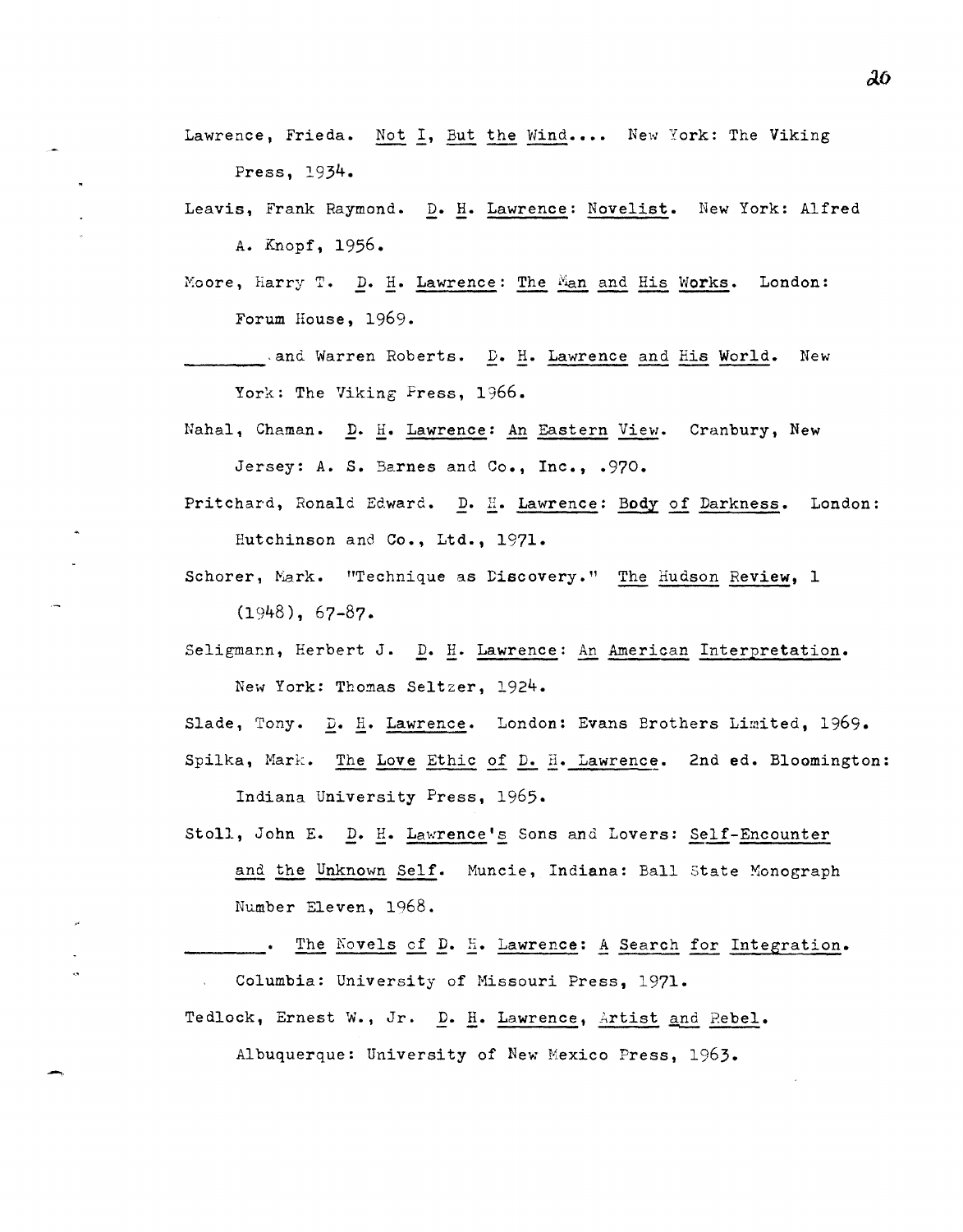Lawrence, Frieda. Not I, But the Wind.... New York: The Viking Press, 1934.

Leavis, Frank Raymond. D. H. Lawrence: Novelist. New York: Alfred A. Knopf, 1956.

Moore, Harry T. D. H. Lawrence: The Man and His Works. London: Forum House, 1969.

________ and Warren Roberts. D. H. Lawrence and His World. New York: The Viking Press, 1966.

Nahal, Chaman. D. H. Lawrence: An Eastern View. Cranbury, New Jersey: A. S. Barnes and Co., Inc., .970.

Pritchard, Ronald Edward. D. H. Lawrence: Body of Darkness. London: Hutchinson and Co., Ltd., 1971.

Schorer, Mark. "Technique as Discovery." The Hudson Review, 1 (1948), 67-87.

Seligmann, Herbert J. D. H. Lawrence: An American Interpretation. New York: Thomas Seltzer, 1924.

Slade, Tony. D. H. Lawrence. London: Evans Brothers Limited, 1969.

Spilka, Mark. The Love Ethic of D. H. Lawrence. 2nd ed. Bloomington: Indiana University Press, 1965.

Stoll, John E. D. H. Lawrence's Sons and Lovers: Self-Encounter and the Unknown Self. Muncie, Indiana: Ball State Monograph Number Eleven, 1968.

________. The Novels of D. H. Lawrence: A Search for Integration. Columbia: University of Missouri Press, 1971.

Tedlock, Ernest W., Jr. D. H. Lawrence, Artist and Rebel. Albuquerque: University of New Mexico Press, 1963.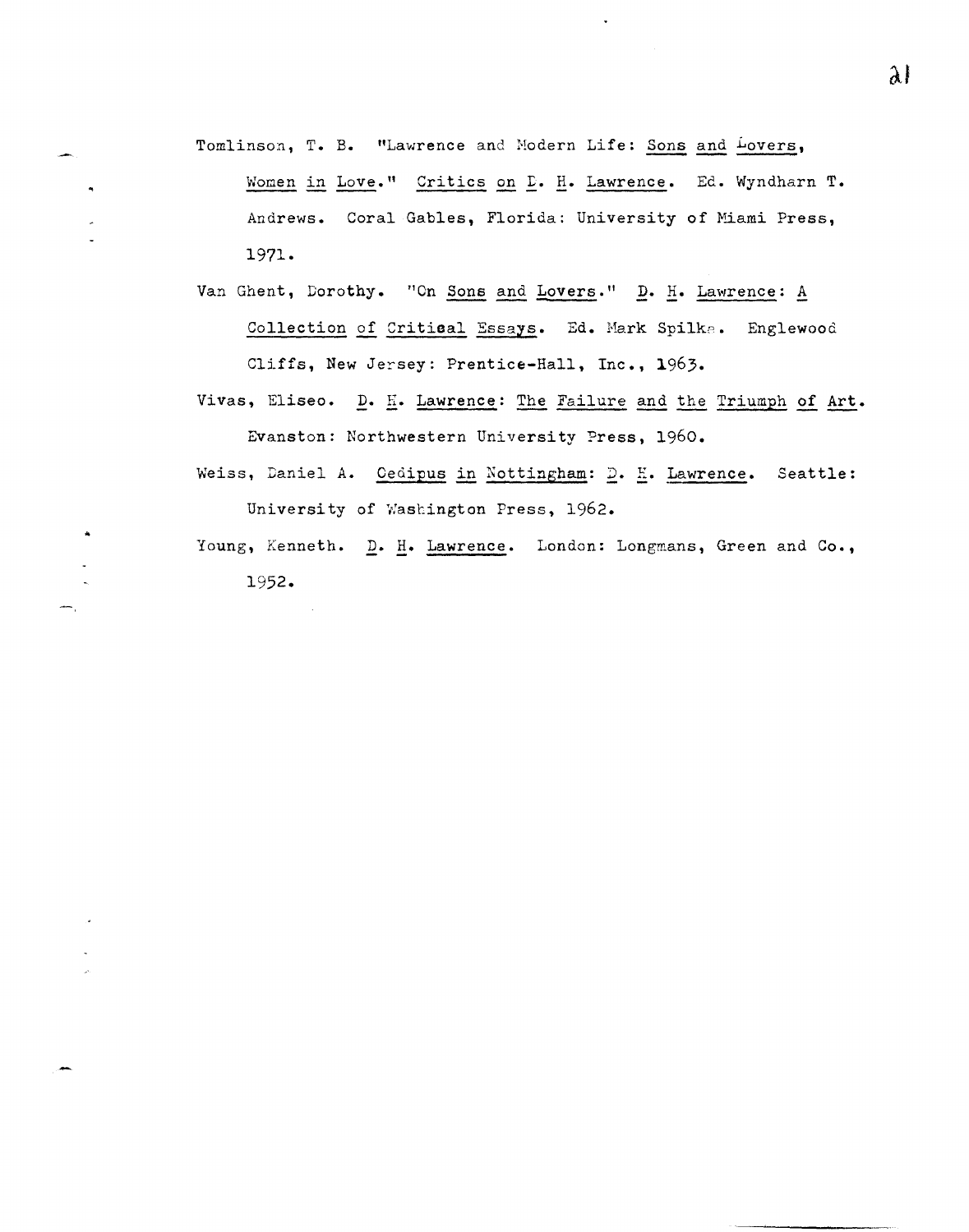Tomlinson, T. B. "Lawrence and Modern Life: Sons and Lovers, Women in Love." Critics on D. H. Lawrence. Ed. Wyndharn T. Andrews. Coral Gables, Florida: University of Miami Press, 1971.

Van Ghent, Dorothy. "On Sons and Lovers." D. H. Lawrence: A Collection of Critical Essays. Ed. Mark Spilka. Englewood Cliffs, New Jersey: Prentice-Hall, Inc., 1963.

Vivas, Eliseo. D. H. Lawrence: The Failure and the Triumph of Art. Evanston: Northwestern University Press, 1960.

Weiss, Daniel A. Oedipus in Nottingham: D. H. Lawrence. Seattle: University of Washington Press, 1962.

Young, Kenneth. D. H. Lawrence. London: Longmans, Green and Co., 1952.